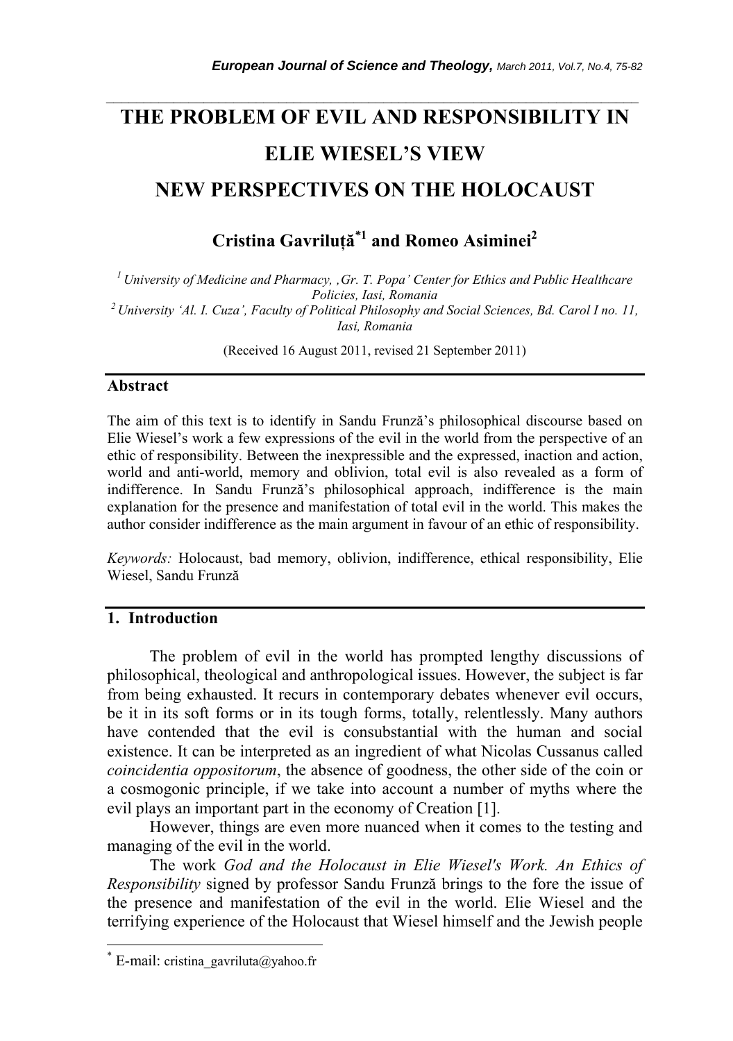# THE PROBLEM OF EVIL AND RESPONSIBILITY IN ELIE WIESEL'S VIEW NEW PERSPECTIVES ON THE HOLOCAUST

**Cristina Gavriluță*[1] and Romeo Asiminei[2]**

[1] *University of Medicine and Pharmacy, ,Gr. T. Popa' Center for Ethics and Public Healthcare Policies, Iasi, Romania*
[2] *University 'Al. I. Cuza', Faculty of Political Philosophy and Social Sciences, Bd. Carol I no. 11, Iasi, Romania*

(Received 16 August 2011, revised 21 September 2011)

## Abstract

The aim of this text is to identify in Sandu Frunză's philosophical discourse based on Elie Wiesel's work a few expressions of the evil in the world from the perspective of an ethic of responsibility. Between the inexpressible and the expressed, inaction and action, world and anti-world, memory and oblivion, total evil is also revealed as a form of indifference. In Sandu Frunză's philosophical approach, indifference is the main explanation for the presence and manifestation of total evil in the world. This makes the author consider indifference as the main argument in favour of an ethic of responsibility.

*Keywords:* Holocaust, bad memory, oblivion, indifference, ethical responsibility, Elie Wiesel, Sandu Frunză

## 1. Introduction

The problem of evil in the world has prompted lengthy discussions of philosophical, theological and anthropological issues. However, the subject is far from being exhausted. It recurs in contemporary debates whenever evil occurs, be it in its soft forms or in its tough forms, totally, relentlessly. Many authors have contended that the evil is consubstantial with the human and social existence. It can be interpreted as an ingredient of what Nicolas Cussanus called *coincidentia oppositorum*, the absence of goodness, the other side of the coin or a cosmogonic principle, if we take into account a number of myths where the evil plays an important part in the economy of Creation [1].

However, things are even more nuanced when it comes to the testing and managing of the evil in the world.

The work *God and the Holocaust in Elie Wiesel's Work. An Ethics of Responsibility* signed by professor Sandu Frunză brings to the fore the issue of the presence and manifestation of the evil in the world. Elie Wiesel and the terrifying experience of the Holocaust that Wiesel himself and the Jewish people

---

* E-mail: cristina_gavriluta@yahoo.fr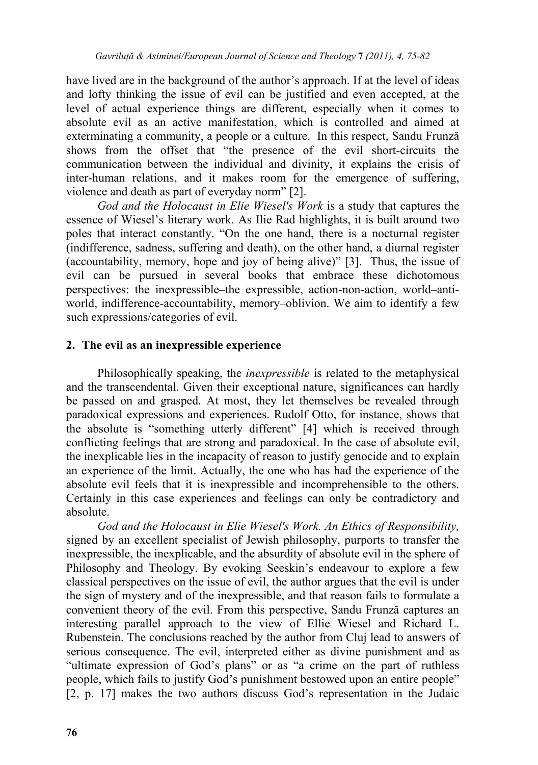have lived are in the background of the author's approach. If at the level of ideas and lofty thinking the issue of evil can be justified and even accepted, at the level of actual experience things are different, especially when it comes to absolute evil as an active manifestation, which is controlled and aimed at exterminating a community, a people or a culture. In this respect, Sandu Frunză shows from the offset that "the presence of the evil short-circuits the communication between the individual and divinity, it explains the crisis of inter-human relations, and it makes room for the emergence of suffering, violence and death as part of everyday norm" [2].

*God and the Holocaust in Elie Wiesel's Work* is a study that captures the essence of Wiesel's literary work. As Ilie Rad highlights, it is built around two poles that interact constantly. "On the one hand, there is a nocturnal register (indifference, sadness, suffering and death), on the other hand, a diurnal register (accountability, memory, hope and joy of being alive)" [3]. Thus, the issue of evil can be pursued in several books that embrace these dichotomous perspectives: the inexpressible–the expressible, action-non-action, world–anti-world, indifference-accountability, memory–oblivion. We aim to identify a few such expressions/categories of evil.

## 2. The evil as an inexpressible experience

Philosophically speaking, the *inexpressible* is related to the metaphysical and the transcendental. Given their exceptional nature, significances can hardly be passed on and grasped. At most, they let themselves be revealed through paradoxical expressions and experiences. Rudolf Otto, for instance, shows that the absolute is "something utterly different" [4] which is received through conflicting feelings that are strong and paradoxical. In the case of absolute evil, the inexplicable lies in the incapacity of reason to justify genocide and to explain an experience of the limit. Actually, the one who has had the experience of the absolute evil feels that it is inexpressible and incomprehensible to the others. Certainly in this case experiences and feelings can only be contradictory and absolute.

*God and the Holocaust in Elie Wiesel's Work. An Ethics of Responsibility,* signed by an excellent specialist of Jewish philosophy, purports to transfer the inexpressible, the inexplicable, and the absurdity of absolute evil in the sphere of Philosophy and Theology. By evoking Seeskin's endeavour to explore a few classical perspectives on the issue of evil, the author argues that the evil is under the sign of mystery and of the inexpressible, and that reason fails to formulate a convenient theory of the evil. From this perspective, Sandu Frunză captures an interesting parallel approach to the view of Ellie Wiesel and Richard L. Rubenstein. The conclusions reached by the author from Cluj lead to answers of serious consequence. The evil, interpreted either as divine punishment and as "ultimate expression of God's plans" or as "a crime on the part of ruthless people, which fails to justify God's punishment bestowed upon an entire people" [2, p. 17] makes the two authors discuss God's representation in the Judaic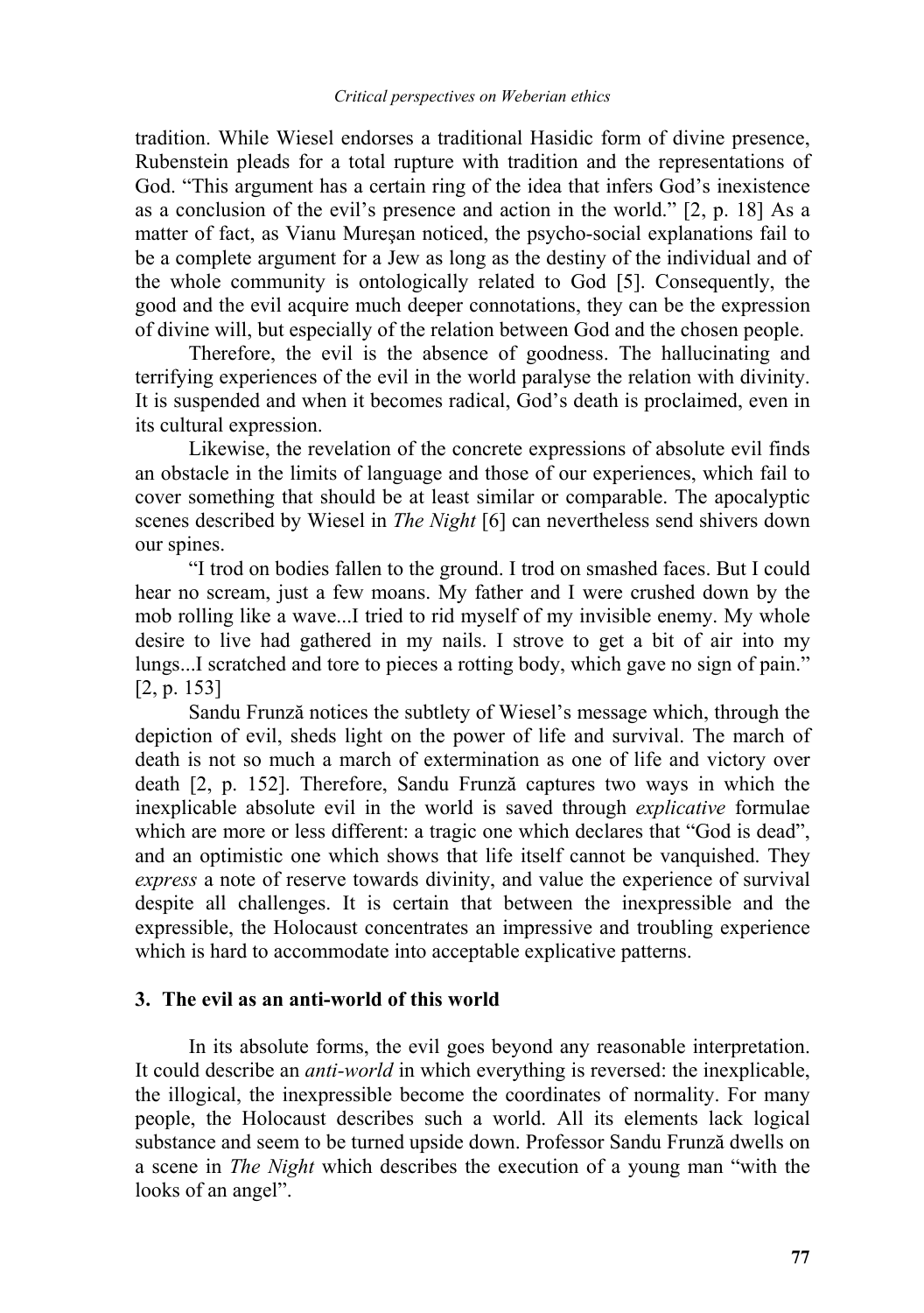tradition. While Wiesel endorses a traditional Hasidic form of divine presence, Rubenstein pleads for a total rupture with tradition and the representations of God. “This argument has a certain ring of the idea that infers God’s inexistence as a conclusion of the evil’s presence and action in the world.” [2, p. 18] As a matter of fact, as Vianu Mureșan noticed, the psycho-social explanations fail to be a complete argument for a Jew as long as the destiny of the individual and of the whole community is ontologically related to God [5]. Consequently, the good and the evil acquire much deeper connotations, they can be the expression of divine will, but especially of the relation between God and the chosen people.

Therefore, the evil is the absence of goodness. The hallucinating and terrifying experiences of the evil in the world paralyse the relation with divinity. It is suspended and when it becomes radical, God’s death is proclaimed, even in its cultural expression.

Likewise, the revelation of the concrete expressions of absolute evil finds an obstacle in the limits of language and those of our experiences, which fail to cover something that should be at least similar or comparable. The apocalyptic scenes described by Wiesel in *The Night* [6] can nevertheless send shivers down our spines.

“I trod on bodies fallen to the ground. I trod on smashed faces. But I could hear no scream, just a few moans. My father and I were crushed down by the mob rolling like a wave...I tried to rid myself of my invisible enemy. My whole desire to live had gathered in my nails. I strove to get a bit of air into my lungs...I scratched and tore to pieces a rotting body, which gave no sign of pain.” [2, p. 153]

Sandu Frunză notices the subtlety of Wiesel’s message which, through the depiction of evil, sheds light on the power of life and survival. The march of death is not so much a march of extermination as one of life and victory over death [2, p. 152]. Therefore, Sandu Frunză captures two ways in which the inexplicable absolute evil in the world is saved through *explicative* formulae which are more or less different: a tragic one which declares that “God is dead”, and an optimistic one which shows that life itself cannot be vanquished. They *express* a note of reserve towards divinity, and value the experience of survival despite all challenges. It is certain that between the inexpressible and the expressible, the Holocaust concentrates an impressive and troubling experience which is hard to accommodate into acceptable explicative patterns.

## 3. The evil as an anti-world of this world

In its absolute forms, the evil goes beyond any reasonable interpretation. It could describe an *anti-world* in which everything is reversed: the inexplicable, the illogical, the inexpressible become the coordinates of normality. For many people, the Holocaust describes such a world. All its elements lack logical substance and seem to be turned upside down. Professor Sandu Frunză dwells on a scene in *The Night* which describes the execution of a young man “with the looks of an angel”.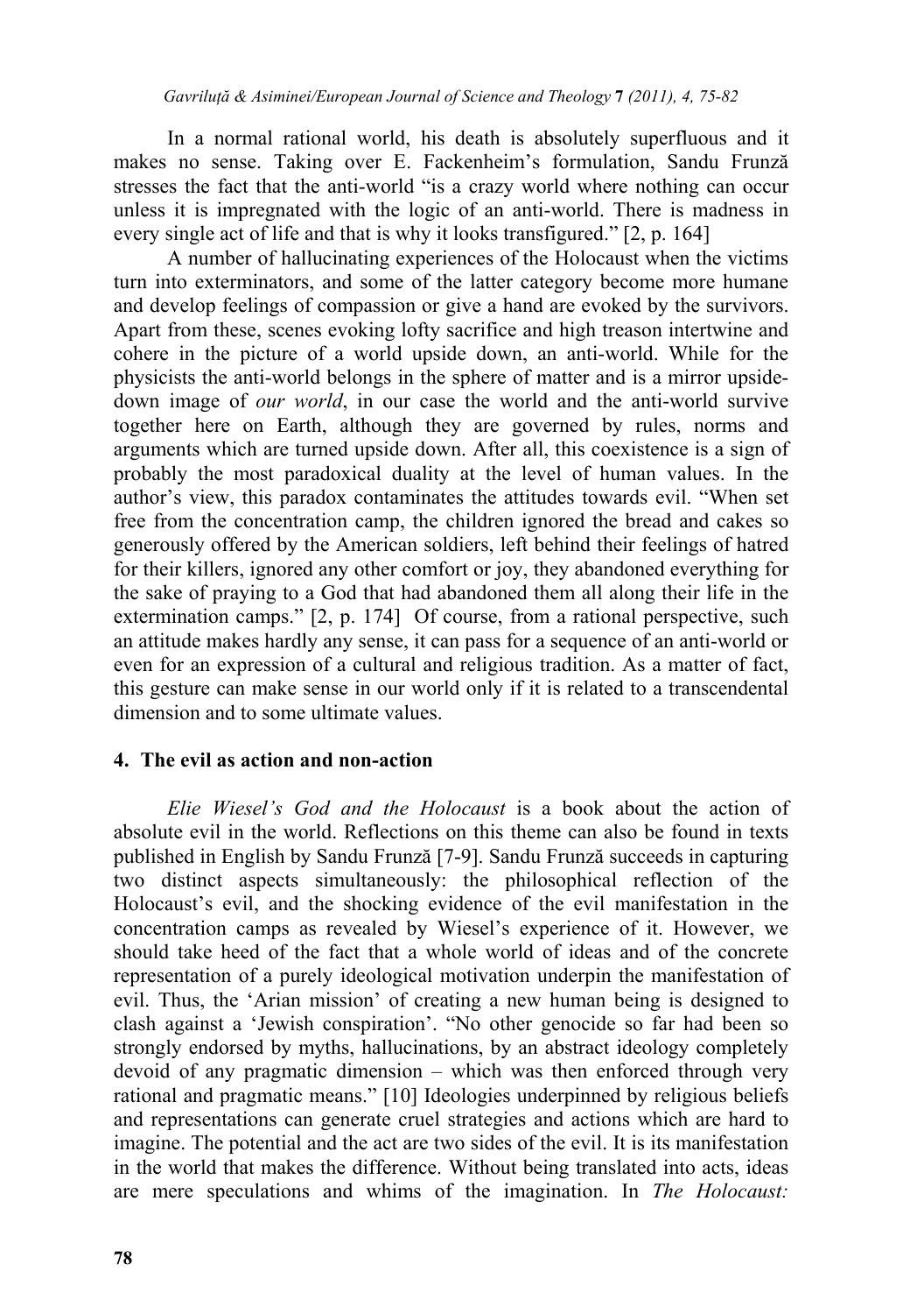In a normal rational world, his death is absolutely superfluous and it makes no sense. Taking over E. Fackenheim's formulation, Sandu Frunză stresses the fact that the anti-world "is a crazy world where nothing can occur unless it is impregnated with the logic of an anti-world. There is madness in every single act of life and that is why it looks transfigured." [2, p. 164]

A number of hallucinating experiences of the Holocaust when the victims turn into exterminators, and some of the latter category become more humane and develop feelings of compassion or give a hand are evoked by the survivors. Apart from these, scenes evoking lofty sacrifice and high treason intertwine and cohere in the picture of a world upside down, an anti-world. While for the physicists the anti-world belongs in the sphere of matter and is a mirror upside-down image of *our world*, in our case the world and the anti-world survive together here on Earth, although they are governed by rules, norms and arguments which are turned upside down. After all, this coexistence is a sign of probably the most paradoxical duality at the level of human values. In the author's view, this paradox contaminates the attitudes towards evil. "When set free from the concentration camp, the children ignored the bread and cakes so generously offered by the American soldiers, left behind their feelings of hatred for their killers, ignored any other comfort or joy, they abandoned everything for the sake of praying to a God that had abandoned them all along their life in the extermination camps." [2, p. 174] Of course, from a rational perspective, such an attitude makes hardly any sense, it can pass for a sequence of an anti-world or even for an expression of a cultural and religious tradition. As a matter of fact, this gesture can make sense in our world only if it is related to a transcendental dimension and to some ultimate values.

## 4. The evil as action and non-action

*Elie Wiesel's God and the Holocaust* is a book about the action of absolute evil in the world. Reflections on this theme can also be found in texts published in English by Sandu Frunză [7-9]. Sandu Frunză succeeds in capturing two distinct aspects simultaneously: the philosophical reflection of the Holocaust's evil, and the shocking evidence of the evil manifestation in the concentration camps as revealed by Wiesel's experience of it. However, we should take heed of the fact that a whole world of ideas and of the concrete representation of a purely ideological motivation underpin the manifestation of evil. Thus, the 'Arian mission' of creating a new human being is designed to clash against a 'Jewish conspiration'. "No other genocide so far had been so strongly endorsed by myths, hallucinations, by an abstract ideology completely devoid of any pragmatic dimension – which was then enforced through very rational and pragmatic means." [10] Ideologies underpinned by religious beliefs and representations can generate cruel strategies and actions which are hard to imagine. The potential and the act are two sides of the evil. It is its manifestation in the world that makes the difference. Without being translated into acts, ideas are mere speculations and whims of the imagination. In *The Holocaust:*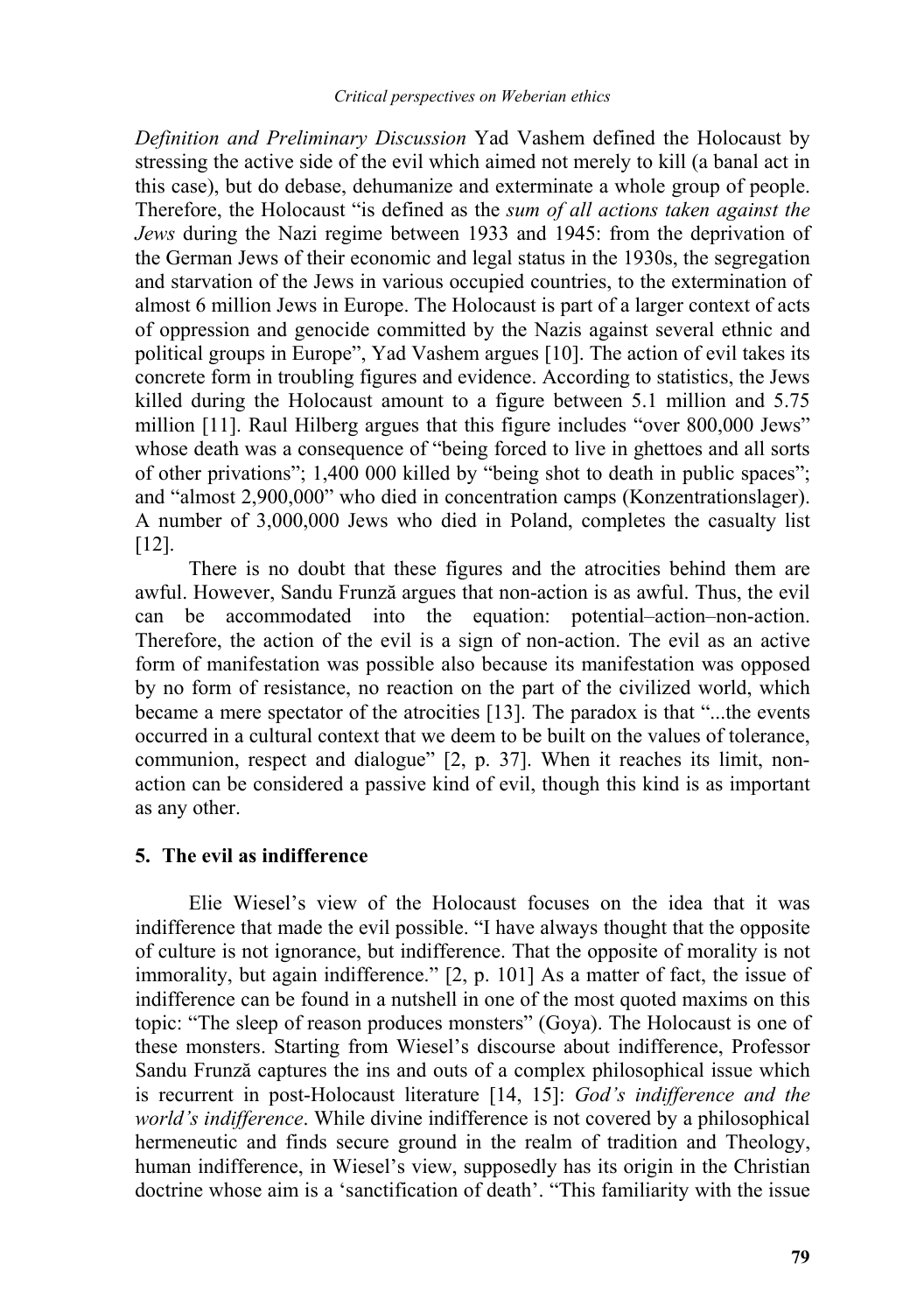*Definition and Preliminary Discussion* Yad Vashem defined the Holocaust by stressing the active side of the evil which aimed not merely to kill (a banal act in this case), but do debase, dehumanize and exterminate a whole group of people. Therefore, the Holocaust "is defined as the *sum of all actions taken against the Jews* during the Nazi regime between 1933 and 1945: from the deprivation of the German Jews of their economic and legal status in the 1930s, the segregation and starvation of the Jews in various occupied countries, to the extermination of almost 6 million Jews in Europe. The Holocaust is part of a larger context of acts of oppression and genocide committed by the Nazis against several ethnic and political groups in Europe", Yad Vashem argues [10]. The action of evil takes its concrete form in troubling figures and evidence. According to statistics, the Jews killed during the Holocaust amount to a figure between 5.1 million and 5.75 million [11]. Raul Hilberg argues that this figure includes "over 800,000 Jews" whose death was a consequence of "being forced to live in ghettoes and all sorts of other privations"; 1,400 000 killed by "being shot to death in public spaces"; and "almost 2,900,000" who died in concentration camps (Konzentrationslager). A number of 3,000,000 Jews who died in Poland, completes the casualty list [12].

There is no doubt that these figures and the atrocities behind them are awful. However, Sandu Frunză argues that non-action is as awful. Thus, the evil can be accommodated into the equation: potential–action–non-action. Therefore, the action of the evil is a sign of non-action. The evil as an active form of manifestation was possible also because its manifestation was opposed by no form of resistance, no reaction on the part of the civilized world, which became a mere spectator of the atrocities [13]. The paradox is that "...the events occurred in a cultural context that we deem to be built on the values of tolerance, communion, respect and dialogue" [2, p. 37]. When it reaches its limit, non-action can be considered a passive kind of evil, though this kind is as important as any other.

## 5. The evil as indifference

Elie Wiesel's view of the Holocaust focuses on the idea that it was indifference that made the evil possible. "I have always thought that the opposite of culture is not ignorance, but indifference. That the opposite of morality is not immorality, but again indifference." [2, p. 101] As a matter of fact, the issue of indifference can be found in a nutshell in one of the most quoted maxims on this topic: "The sleep of reason produces monsters" (Goya). The Holocaust is one of these monsters. Starting from Wiesel's discourse about indifference, Professor Sandu Frunză captures the ins and outs of a complex philosophical issue which is recurrent in post-Holocaust literature [14, 15]: *God's indifference and the world's indifference*. While divine indifference is not covered by a philosophical hermeneutic and finds secure ground in the realm of tradition and Theology, human indifference, in Wiesel's view, supposedly has its origin in the Christian doctrine whose aim is a 'sanctification of death'. "This familiarity with the issue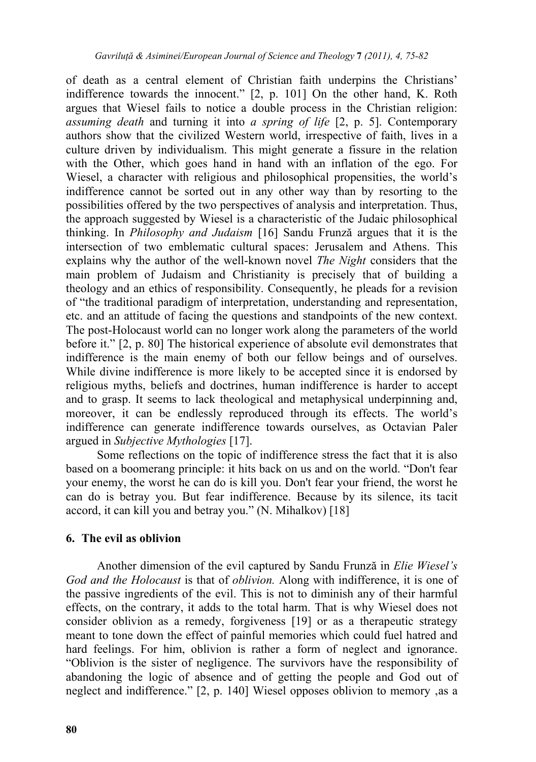of death as a central element of Christian faith underpins the Christians' indifference towards the innocent." [2, p. 101] On the other hand, K. Roth argues that Wiesel fails to notice a double process in the Christian religion: *assuming death* and turning it into *a spring of life* [2, p. 5]. Contemporary authors show that the civilized Western world, irrespective of faith, lives in a culture driven by individualism. This might generate a fissure in the relation with the Other, which goes hand in hand with an inflation of the ego. For Wiesel, a character with religious and philosophical propensities, the world's indifference cannot be sorted out in any other way than by resorting to the possibilities offered by the two perspectives of analysis and interpretation. Thus, the approach suggested by Wiesel is a characteristic of the Judaic philosophical thinking. In *Philosophy and Judaism* [16] Sandu Frunză argues that it is the intersection of two emblematic cultural spaces: Jerusalem and Athens. This explains why the author of the well-known novel *The Night* considers that the main problem of Judaism and Christianity is precisely that of building a theology and an ethics of responsibility. Consequently, he pleads for a revision of "the traditional paradigm of interpretation, understanding and representation, etc. and an attitude of facing the questions and standpoints of the new context. The post-Holocaust world can no longer work along the parameters of the world before it." [2, p. 80] The historical experience of absolute evil demonstrates that indifference is the main enemy of both our fellow beings and of ourselves. While divine indifference is more likely to be accepted since it is endorsed by religious myths, beliefs and doctrines, human indifference is harder to accept and to grasp. It seems to lack theological and metaphysical underpinning and, moreover, it can be endlessly reproduced through its effects. The world's indifference can generate indifference towards ourselves, as Octavian Paler argued in *Subjective Mythologies* [17].

Some reflections on the topic of indifference stress the fact that it is also based on a boomerang principle: it hits back on us and on the world. "Don't fear your enemy, the worst he can do is kill you. Don't fear your friend, the worst he can do is betray you. But fear indifference. Because by its silence, its tacit accord, it can kill you and betray you." (N. Mihalkov) [18]

## 6. The evil as oblivion

Another dimension of the evil captured by Sandu Frunză in *Elie Wiesel's God and the Holocaust* is that of *oblivion.* Along with indifference, it is one of the passive ingredients of the evil. This is not to diminish any of their harmful effects, on the contrary, it adds to the total harm. That is why Wiesel does not consider oblivion as a remedy, forgiveness [19] or as a therapeutic strategy meant to tone down the effect of painful memories which could fuel hatred and hard feelings. For him, oblivion is rather a form of neglect and ignorance. "Oblivion is the sister of negligence. The survivors have the responsibility of abandoning the logic of absence and of getting the people and God out of neglect and indifference." [2, p. 140] Wiesel opposes oblivion to memory ,as a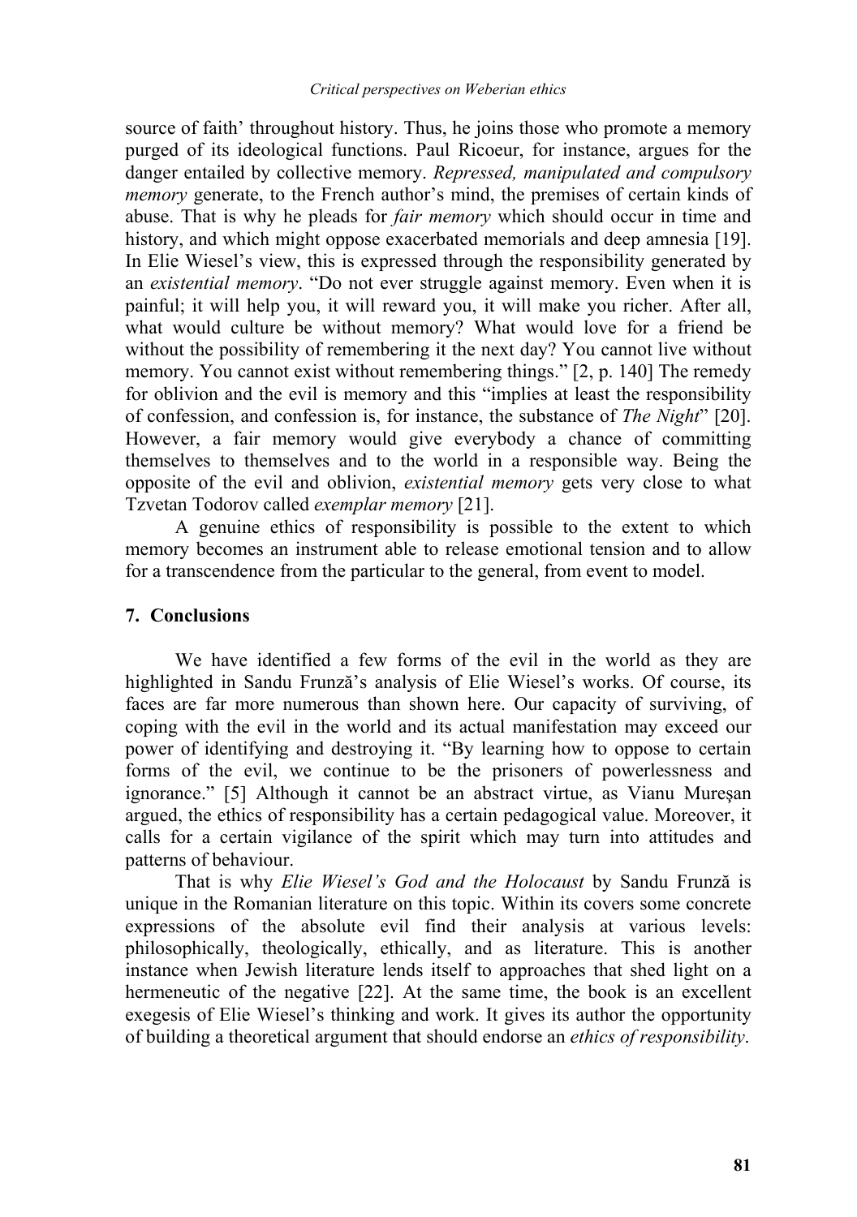source of faith' throughout history. Thus, he joins those who promote a memory purged of its ideological functions. Paul Ricoeur, for instance, argues for the danger entailed by collective memory. *Repressed, manipulated and compulsory memory* generate, to the French author's mind, the premises of certain kinds of abuse. That is why he pleads for *fair memory* which should occur in time and history, and which might oppose exacerbated memorials and deep amnesia [19]. In Elie Wiesel's view, this is expressed through the responsibility generated by an *existential memory*. "Do not ever struggle against memory. Even when it is painful; it will help you, it will reward you, it will make you richer. After all, what would culture be without memory? What would love for a friend be without the possibility of remembering it the next day? You cannot live without memory. You cannot exist without remembering things." [2, p. 140] The remedy for oblivion and the evil is memory and this "implies at least the responsibility of confession, and confession is, for instance, the substance of *The Night*" [20]. However, a fair memory would give everybody a chance of committing themselves to themselves and to the world in a responsible way. Being the opposite of the evil and oblivion, *existential memory* gets very close to what Tzvetan Todorov called *exemplar memory* [21].

A genuine ethics of responsibility is possible to the extent to which memory becomes an instrument able to release emotional tension and to allow for a transcendence from the particular to the general, from event to model.

## 7. Conclusions

We have identified a few forms of the evil in the world as they are highlighted in Sandu Frunză's analysis of Elie Wiesel's works. Of course, its faces are far more numerous than shown here. Our capacity of surviving, of coping with the evil in the world and its actual manifestation may exceed our power of identifying and destroying it. "By learning how to oppose to certain forms of the evil, we continue to be the prisoners of powerlessness and ignorance." [5] Although it cannot be an abstract virtue, as Vianu Mureşan argued, the ethics of responsibility has a certain pedagogical value. Moreover, it calls for a certain vigilance of the spirit which may turn into attitudes and patterns of behaviour.

That is why *Elie Wiesel's God and the Holocaust* by Sandu Frunză is unique in the Romanian literature on this topic. Within its covers some concrete expressions of the absolute evil find their analysis at various levels: philosophically, theologically, ethically, and as literature. This is another instance when Jewish literature lends itself to approaches that shed light on a hermeneutic of the negative [22]. At the same time, the book is an excellent exegesis of Elie Wiesel's thinking and work. It gives its author the opportunity of building a theoretical argument that should endorse an *ethics of responsibility*.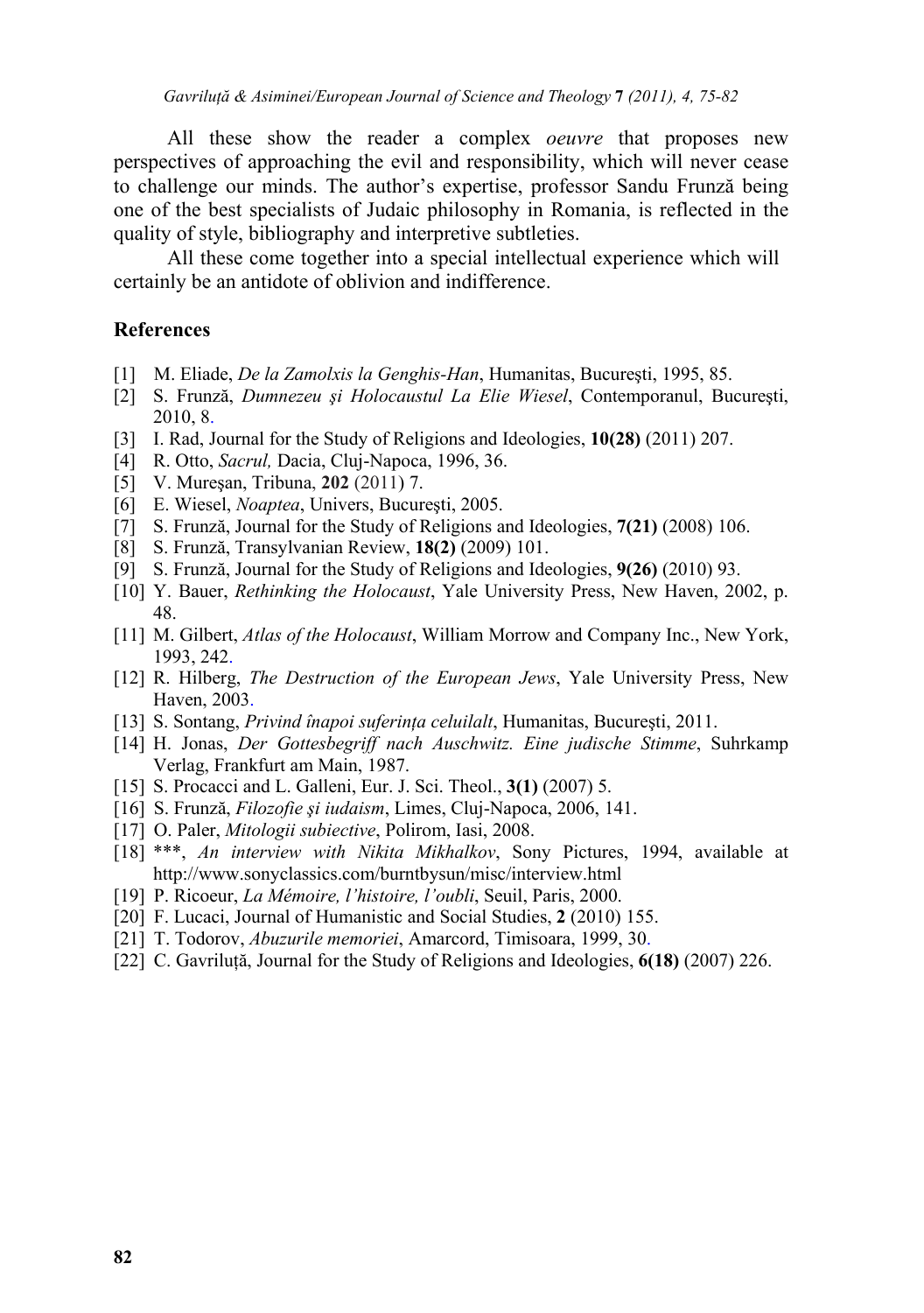All these show the reader a complex *oeuvre* that proposes new perspectives of approaching the evil and responsibility, which will never cease to challenge our minds. The author's expertise, professor Sandu Frunză being one of the best specialists of Judaic philosophy in Romania, is reflected in the quality of style, bibliography and interpretive subtleties.

All these come together into a special intellectual experience which will certainly be an antidote of oblivion and indifference.

## References

[1] M. Eliade, *De la Zamolxis la Genghis-Han*, Humanitas, Bucureşti, 1995, 85.
[2] S. Frunză, *Dumnezeu şi Holocaustul La Elie Wiesel*, Contemporanul, Bucureşti, 2010, 8.
[3] I. Rad, Journal for the Study of Religions and Ideologies, **10(28)** (2011) 207.
[4] R. Otto, *Sacrul,* Dacia, Cluj-Napoca, 1996, 36.
[5] V. Mureşan, Tribuna, **202** (2011) 7.
[6] E. Wiesel, *Noaptea*, Univers, Bucureşti, 2005.
[7] S. Frunză, Journal for the Study of Religions and Ideologies, **7(21)** (2008) 106.
[8] S. Frunză, Transylvanian Review, **18(2)** (2009) 101.
[9] S. Frunză, Journal for the Study of Religions and Ideologies, **9(26)** (2010) 93.
[10] Y. Bauer, *Rethinking the Holocaust*, Yale University Press, New Haven, 2002, p. 48.
[11] M. Gilbert, *Atlas of the Holocaust*, William Morrow and Company Inc., New York, 1993, 242.
[12] R. Hilberg, *The Destruction of the European Jews*, Yale University Press, New Haven, 2003.
[13] S. Sontang, *Privind înapoi suferința celuilalt*, Humanitas, Bucureşti, 2011.
[14] H. Jonas, *Der Gottesbegriff nach Auschwitz. Eine judische Stimme*, Suhrkamp Verlag, Frankfurt am Main, 1987.
[15] S. Procacci and L. Galleni, Eur. J. Sci. Theol., **3(1)** (2007) 5.
[16] S. Frunză, *Filozofie şi iudaism*, Limes, Cluj-Napoca, 2006, 141.
[17] O. Paler, *Mitologii subiective*, Polirom, Iasi, 2008.
[18] ***, *An interview with Nikita Mikhalkov*, Sony Pictures, 1994, available at http://www.sonyclassics.com/burntbysun/misc/interview.html
[19] P. Ricoeur, *La Mémoire, l'histoire, l'oubli*, Seuil, Paris, 2000.
[20] F. Lucaci, Journal of Humanistic and Social Studies, **2** (2010) 155.
[21] T. Todorov, *Abuzurile memoriei*, Amarcord, Timisoara, 1999, 30.
[22] C. Gavriluță, Journal for the Study of Religions and Ideologies, **6(18)** (2007) 226.